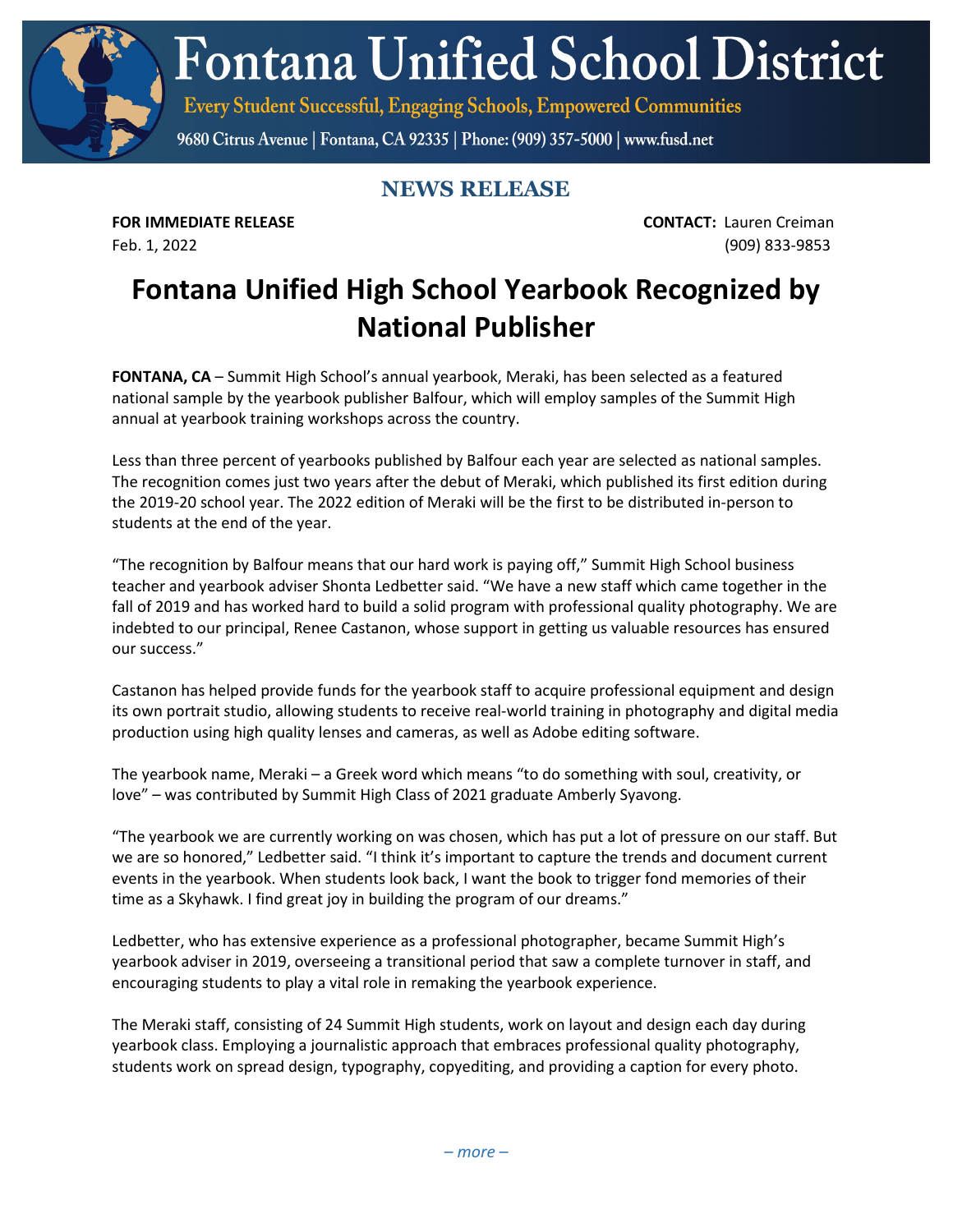# Fontana Unified School District

Every Student Successful, Engaging Schools, Empowered Communities

9680 Citrus Avenue | Fontana, CA 92335 | Phone: (909) 357-5000 | www.fusd.net

## NEWS RELEASE

**FOR IMMEDIATE RELEASE**
Feb. 1, 2022

**CONTACT:** Lauren Creiman
(909) 833-9853

# Fontana Unified High School Yearbook Recognized by National Publisher

**FONTANA, CA** – Summit High School's annual yearbook, Meraki, has been selected as a featured national sample by the yearbook publisher Balfour, which will employ samples of the Summit High annual at yearbook training workshops across the country.

Less than three percent of yearbooks published by Balfour each year are selected as national samples. The recognition comes just two years after the debut of Meraki, which published its first edition during the 2019-20 school year. The 2022 edition of Meraki will be the first to be distributed in-person to students at the end of the year.

"The recognition by Balfour means that our hard work is paying off," Summit High School business teacher and yearbook adviser Shonta Ledbetter said. "We have a new staff which came together in the fall of 2019 and has worked hard to build a solid program with professional quality photography. We are indebted to our principal, Renee Castanon, whose support in getting us valuable resources has ensured our success."

Castanon has helped provide funds for the yearbook staff to acquire professional equipment and design its own portrait studio, allowing students to receive real-world training in photography and digital media production using high quality lenses and cameras, as well as Adobe editing software.

The yearbook name, Meraki – a Greek word which means "to do something with soul, creativity, or love" – was contributed by Summit High Class of 2021 graduate Amberly Syavong.

"The yearbook we are currently working on was chosen, which has put a lot of pressure on our staff. But we are so honored," Ledbetter said. "I think it's important to capture the trends and document current events in the yearbook. When students look back, I want the book to trigger fond memories of their time as a Skyhawk. I find great joy in building the program of our dreams."

Ledbetter, who has extensive experience as a professional photographer, became Summit High's yearbook adviser in 2019, overseeing a transitional period that saw a complete turnover in staff, and encouraging students to play a vital role in remaking the yearbook experience.

The Meraki staff, consisting of 24 Summit High students, work on layout and design each day during yearbook class. Employing a journalistic approach that embraces professional quality photography, students work on spread design, typography, copyediting, and providing a caption for every photo.

*– more –*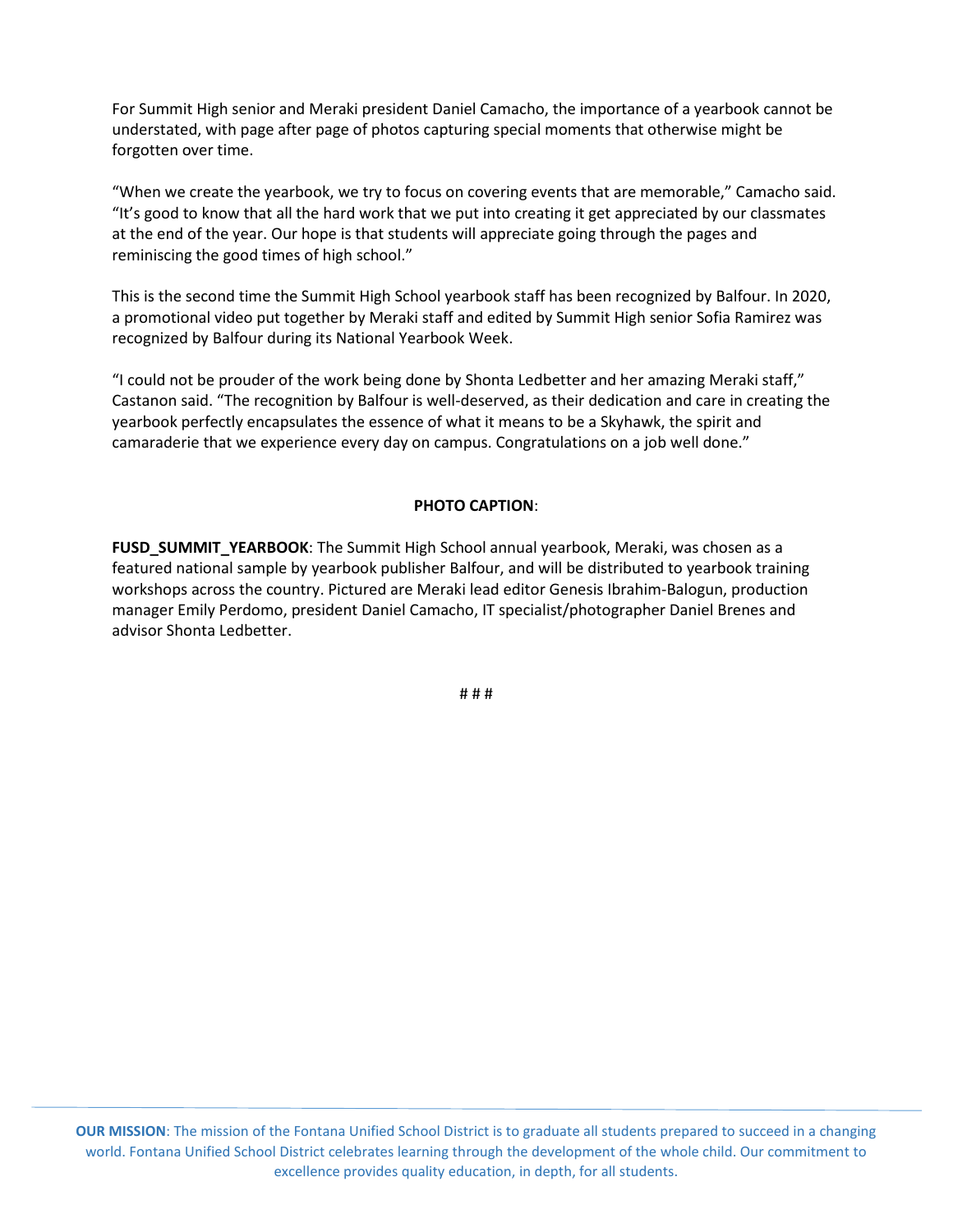For Summit High senior and Meraki president Daniel Camacho, the importance of a yearbook cannot be understated, with page after page of photos capturing special moments that otherwise might be forgotten over time.

"When we create the yearbook, we try to focus on covering events that are memorable," Camacho said. "It's good to know that all the hard work that we put into creating it get appreciated by our classmates at the end of the year. Our hope is that students will appreciate going through the pages and reminiscing the good times of high school."

This is the second time the Summit High School yearbook staff has been recognized by Balfour. In 2020, a promotional video put together by Meraki staff and edited by Summit High senior Sofia Ramirez was recognized by Balfour during its National Yearbook Week.

"I could not be prouder of the work being done by Shonta Ledbetter and her amazing Meraki staff," Castanon said. "The recognition by Balfour is well-deserved, as their dedication and care in creating the yearbook perfectly encapsulates the essence of what it means to be a Skyhawk, the spirit and camaraderie that we experience every day on campus. Congratulations on a job well done."

**PHOTO CAPTION**:

**FUSD_SUMMIT_YEARBOOK**: The Summit High School annual yearbook, Meraki, was chosen as a featured national sample by yearbook publisher Balfour, and will be distributed to yearbook training workshops across the country. Pictured are Meraki lead editor Genesis Ibrahim-Balogun, production manager Emily Perdomo, president Daniel Camacho, IT specialist/photographer Daniel Brenes and advisor Shonta Ledbetter.

# # #

**OUR MISSION**: The mission of the Fontana Unified School District is to graduate all students prepared to succeed in a changing world. Fontana Unified School District celebrates learning through the development of the whole child. Our commitment to excellence provides quality education, in depth, for all students.